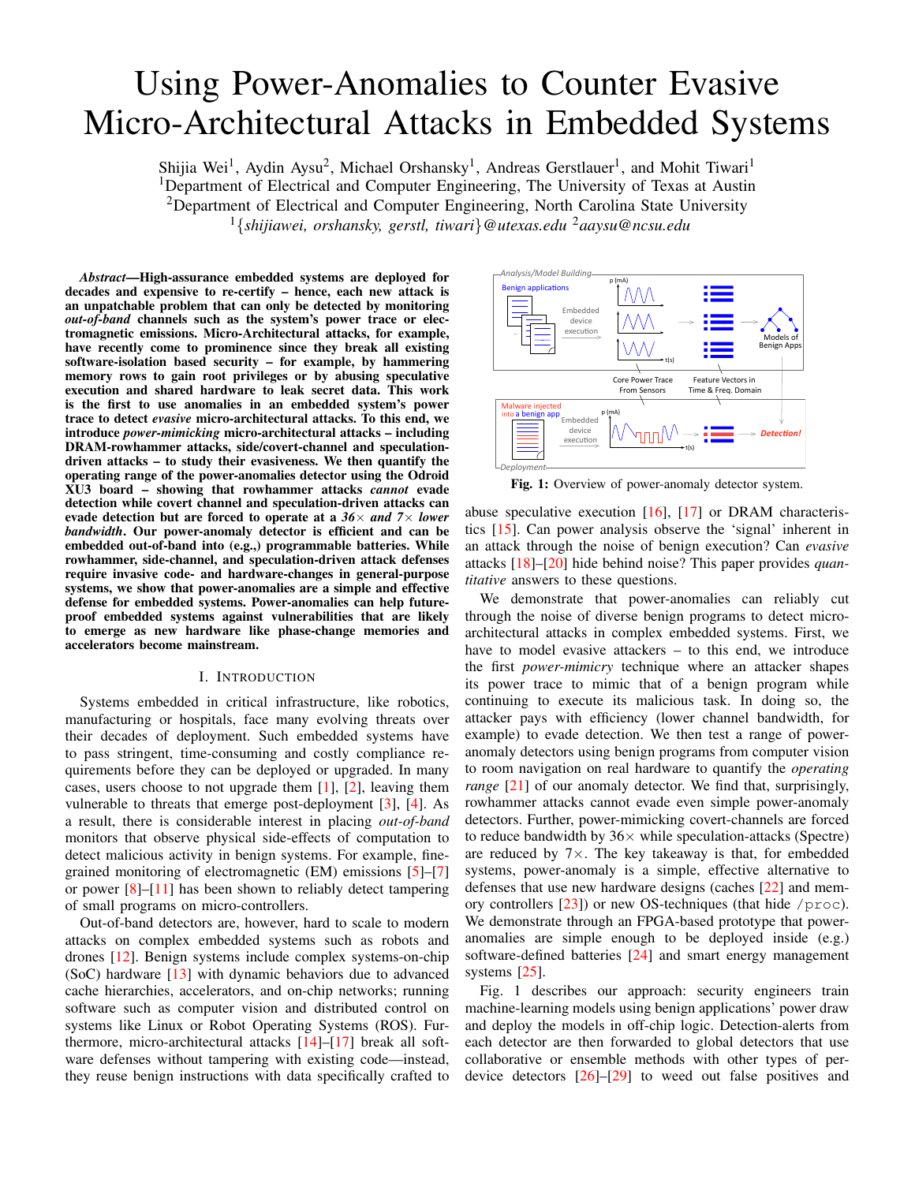# Using Power-Anomalies to Counter Evasive Micro-Architectural Attacks in Embedded Systems

Shijia Wei[1], Aydin Aysu[2], Michael Orshansky[1], Andreas Gerstlauer[1], and Mohit Tiwari[1]

[1]Department of Electrical and Computer Engineering, The University of Texas at Austin

[2]Department of Electrical and Computer Engineering, North Carolina State University

[1]{*shijiawei, orshansky, gerstl, tiwari*}@*utexas.edu* [2]*aaysu@ncsu.edu*

***Abstract*—High-assurance embedded systems are deployed for decades and expensive to re-certify – hence, each new attack is an unpatchable problem that can only be detected by monitoring *out-of-band* channels such as the system's power trace or electromagnetic emissions. Micro-Architectural attacks, for example, have recently come to prominence since they break all existing software-isolation based security – for example, by hammering memory rows to gain root privileges or by abusing speculative execution and shared hardware to leak secret data. This work is the first to use anomalies in an embedded system's power trace to detect *evasive* micro-architectural attacks. To this end, we introduce *power-mimicking* micro-architectural attacks – including DRAM-rowhammer attacks, side/covert-channel and speculation-driven attacks – to study their evasiveness. We then quantify the operating range of the power-anomalies detector using the Odroid XU3 board – showing that rowhammer attacks *cannot* evade detection while covert channel and speculation-driven attacks can evade detection but are forced to operate at a *36× and 7× lower bandwidth*. Our power-anomaly detector is efficient and can be embedded out-of-band into (e.g.,) programmable batteries. While rowhammer, side-channel, and speculation-driven attack defenses require invasive code- and hardware-changes in general-purpose systems, we show that power-anomalies are a simple and effective defense for embedded systems. Power-anomalies can help future-proof embedded systems against vulnerabilities that are likely to emerge as new hardware like phase-change memories and accelerators become mainstream.**

## I. Introduction

Systems embedded in critical infrastructure, like robotics, manufacturing or hospitals, face many evolving threats over their decades of deployment. Such embedded systems have to pass stringent, time-consuming and costly compliance requirements before they can be deployed or upgraded. In many cases, users choose to not upgrade them [1], [2], leaving them vulnerable to threats that emerge post-deployment [3], [4]. As a result, there is considerable interest in placing *out-of-band* monitors that observe physical side-effects of computation to detect malicious activity in benign systems. For example, fine-grained monitoring of electromagnetic (EM) emissions [5]–[7] or power [8]–[11] has been shown to reliably detect tampering of small programs on micro-controllers.

Out-of-band detectors are, however, hard to scale to modern attacks on complex embedded systems such as robots and drones [12]. Benign systems include complex systems-on-chip (SoC) hardware [13] with dynamic behaviors due to advanced cache hierarchies, accelerators, and on-chip networks; running software such as computer vision and distributed control on systems like Linux or Robot Operating Systems (ROS). Furthermore, micro-architectural attacks [14]–[17] break all software defenses without tampering with existing code—instead, they reuse benign instructions with data specifically crafted to abuse speculative execution [16], [17] or DRAM characteristics [15]. Can power analysis observe the 'signal' inherent in an attack through the noise of benign execution? Can *evasive* attacks [18]–[20] hide behind noise? This paper provides *quantitative* answers to these questions.

Fig. 1: Overview of power-anomaly detector system.

We demonstrate that power-anomalies can reliably cut through the noise of diverse benign programs to detect micro-architectural attacks in complex embedded systems. First, we have to model evasive attackers – to this end, we introduce the first *power-mimicry* technique where an attacker shapes its power trace to mimic that of a benign program while continuing to execute its malicious task. In doing so, the attacker pays with efficiency (lower channel bandwidth, for example) to evade detection. We then test a range of power-anomaly detectors using benign programs from computer vision to room navigation on real hardware to quantify the *operating range* [21] of our anomaly detector. We find that, surprisingly, rowhammer attacks cannot evade even simple power-anomaly detectors. Further, power-mimicking covert-channels are forced to reduce bandwidth by 36× while speculation-attacks (Spectre) are reduced by 7×. The key takeaway is that, for embedded systems, power-anomaly is a simple, effective alternative to defenses that use new hardware designs (caches [22] and memory controllers [23]) or new OS-techniques (that hide /proc). We demonstrate through an FPGA-based prototype that power-anomalies are simple enough to be deployed inside (e.g.) software-defined batteries [24] and smart energy management systems [25].

Fig. 1 describes our approach: security engineers train machine-learning models using benign applications' power draw and deploy the models in off-chip logic. Detection-alerts from each detector are then forwarded to global detectors that use collaborative or ensemble methods with other types of per-device detectors [26]–[29] to weed out false positives and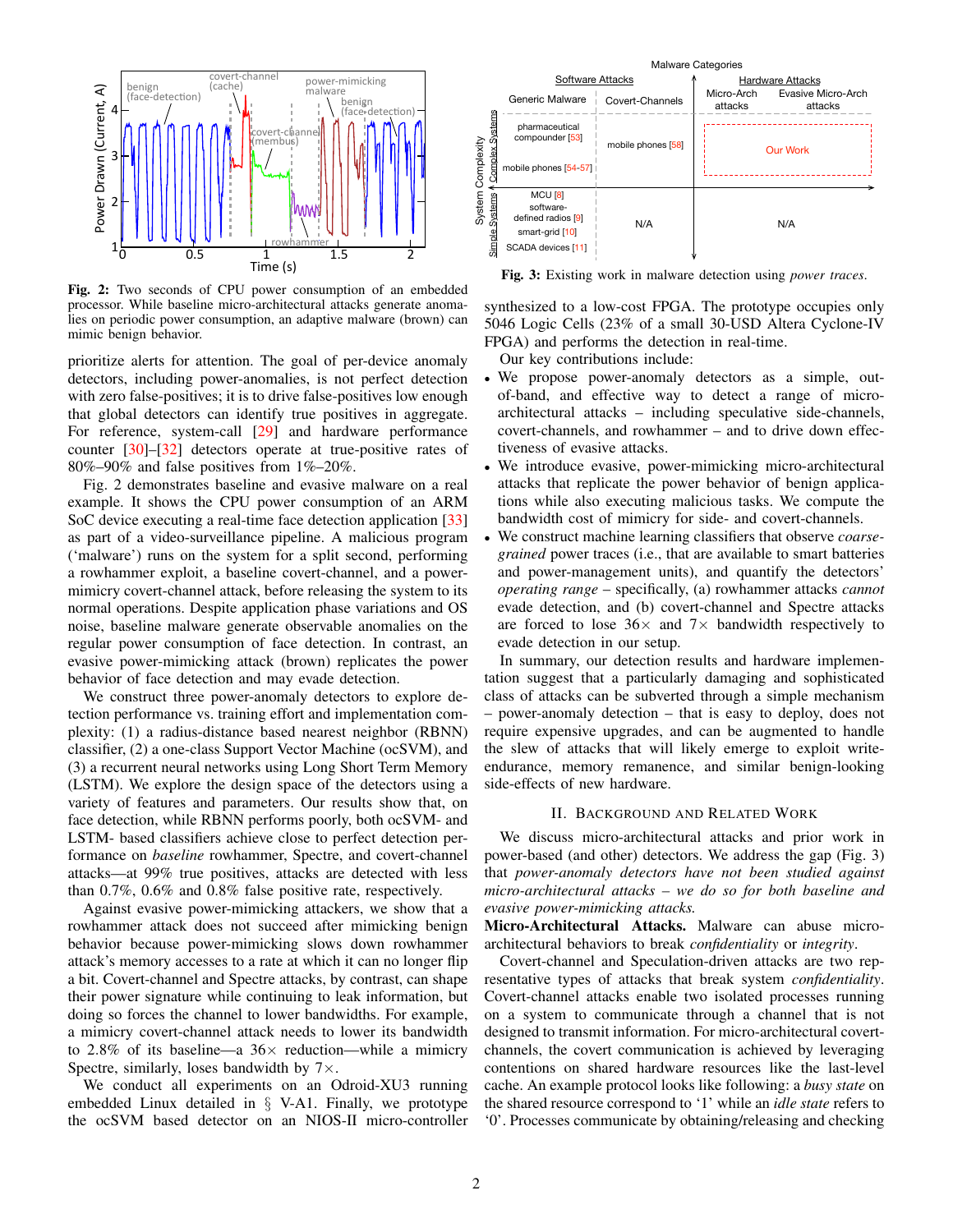Fig. 2: Two seconds of CPU power consumption of an embedded processor. While baseline micro-architectural attacks generate anomalies on periodic power consumption, an adaptive malware (brown) can mimic benign behavior.

prioritize alerts for attention. The goal of per-device anomaly detectors, including power-anomalies, is not perfect detection with zero false-positives; it is to drive false-positives low enough that global detectors can identify true positives in aggregate. For reference, system-call [29] and hardware performance counter [30]–[32] detectors operate at true-positive rates of 80%–90% and false positives from 1%–20%.

Fig. 2 demonstrates baseline and evasive malware on a real example. It shows the CPU power consumption of an ARM SoC device executing a real-time face detection application [33] as part of a video-surveillance pipeline. A malicious program ('malware') runs on the system for a split second, performing a rowhammer exploit, a baseline covert-channel, and a power-mimicry covert-channel attack, before releasing the system to its normal operations. Despite application phase variations and OS noise, baseline malware generate observable anomalies on the regular power consumption of face detection. In contrast, an evasive power-mimicking attack (brown) replicates the power behavior of face detection and may evade detection.

We construct three power-anomaly detectors to explore detection performance vs. training effort and implementation complexity: (1) a radius-distance based nearest neighbor (RBNN) classifier, (2) a one-class Support Vector Machine (ocSVM), and (3) a recurrent neural networks using Long Short Term Memory (LSTM). We explore the design space of the detectors using a variety of features and parameters. Our results show that, on face detection, while RBNN performs poorly, both ocSVM- and LSTM- based classifiers achieve close to perfect detection performance on *baseline* rowhammer, Spectre, and covert-channel attacks—at 99% true positives, attacks are detected with less than 0.7%, 0.6% and 0.8% false positive rate, respectively.

Against evasive power-mimicking attackers, we show that a rowhammer attack does not succeed after mimicking benign behavior because power-mimicking slows down rowhammer attack's memory accesses to a rate at which it can no longer flip a bit. Covert-channel and Spectre attacks, by contrast, can shape their power signature while continuing to leak information, but doing so forces the channel to lower bandwidths. For example, a mimicry covert-channel attack needs to lower its bandwidth to 2.8% of its baseline—a 36× reduction—while a mimicry Spectre, similarly, loses bandwidth by 7×.

We conduct all experiments on an Odroid-XU3 running embedded Linux detailed in § V-A1. Finally, we prototype the ocSVM based detector on an NIOS-II micro-controller synthesized to a low-cost FPGA. The prototype occupies only 5046 Logic Cells (23% of a small 30-USD Altera Cyclone-IV FPGA) and performs the detection in real-time.

Fig. 3: Existing work in malware detection using *power traces*.

Our key contributions include:

- We propose power-anomaly detectors as a simple, out-of-band, and effective way to detect a range of micro-architectural attacks – including speculative side-channels, covert-channels, and rowhammer – and to drive down effectiveness of evasive attacks.
- We introduce evasive, power-mimicking micro-architectural attacks that replicate the power behavior of benign applications while also executing malicious tasks. We compute the bandwidth cost of mimicry for side- and covert-channels.
- We construct machine learning classifiers that observe *coarse-grained* power traces (i.e., that are available to smart batteries and power-management units), and quantify the detectors' *operating range* – specifically, (a) rowhammer attacks *cannot* evade detection, and (b) covert-channel and Spectre attacks are forced to lose 36× and 7× bandwidth respectively to evade detection in our setup.

In summary, our detection results and hardware implementation suggest that a particularly damaging and sophisticated class of attacks can be subverted through a simple mechanism – power-anomaly detection – that is easy to deploy, does not require expensive upgrades, and can be augmented to handle the slew of attacks that will likely emerge to exploit write-endurance, memory remanence, and similar benign-looking side-effects of new hardware.

## II. Background and Related Work

We discuss micro-architectural attacks and prior work in power-based (and other) detectors. We address the gap (Fig. 3) that *power-anomaly detectors have not been studied against micro-architectural attacks – we do so for both baseline and evasive power-mimicking attacks.*

**Micro-Architectural Attacks.** Malware can abuse micro-architectural behaviors to break *confidentiality* or *integrity*.

Covert-channel and Speculation-driven attacks are two representative types of attacks that break system *confidentiality*. Covert-channel attacks enable two isolated processes running on a system to communicate through a channel that is not designed to transmit information. For micro-architectural covert-channels, the covert communication is achieved by leveraging contentions on shared hardware resources like the last-level cache. An example protocol looks like following: a *busy state* on the shared resource correspond to '1' while an *idle state* refers to '0'. Processes communicate by obtaining/releasing and checking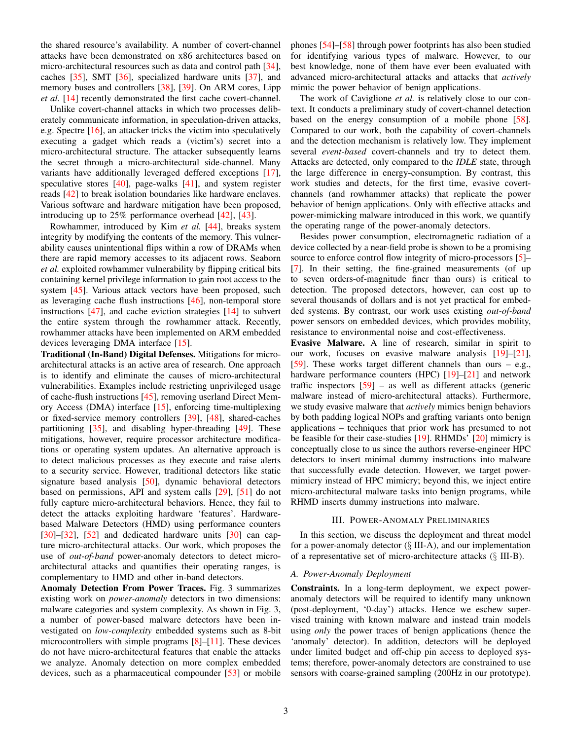the shared resource's availability. A number of covert-channel attacks have been demonstrated on x86 architectures based on micro-architectural resources such as data and control path [34], caches [35], SMT [36], specialized hardware units [37], and memory buses and controllers [38], [39]. On ARM cores, Lipp *et al.* [14] recently demonstrated the first cache covert-channel.

Unlike covert-channel attacks in which two processes deliberately communicate information, in speculation-driven attacks, e.g. Spectre [16], an attacker tricks the victim into speculatively executing a gadget which reads a (victim's) secret into a micro-architectural structure. The attacker subsequently learns the secret through a micro-architectural side-channel. Many variants have additionally leveraged deffered exceptions [17], speculative stores [40], page-walks [41], and system register reads [42] to break isolation boundaries like hardware enclaves. Various software and hardware mitigation have been proposed, introducing up to 25% performance overhead [42], [43].

Rowhammer, introduced by Kim *et al.* [44], breaks system integrity by modifying the contents of the memory. This vulnerability causes unintentional flips within a row of DRAMs when there are rapid memory accesses to its adjacent rows. Seaborn *et al.* exploited rowhammer vulnerability by flipping critical bits containing kernel privilege information to gain root access to the system [45]. Various attack vectors have been proposed, such as leveraging cache flush instructions [46], non-temporal store instructions [47], and cache eviction strategies [14] to subvert the entire system through the rowhammer attack. Recently, rowhammer attacks have been implemented on ARM embedded devices leveraging DMA interface [15].

**Traditional (In-Band) Digital Defenses.** Mitigations for micro-architectural attacks is an active area of research. One approach is to identify and eliminate the causes of micro-architectural vulnerabilities. Examples include restricting unprivileged usage of cache-flush instructions [45], removing userland Direct Memory Access (DMA) interface [15], enforcing time-multiplexing or fixed-service memory controllers [39], [48], shared-caches partitioning [35], and disabling hyper-threading [49]. These mitigations, however, require processor architecture modifications or operating system updates. An alternative approach is to detect malicious processes as they execute and raise alerts to a security service. However, traditional detectors like static signature based analysis [50], dynamic behavioral detectors based on permissions, API and system calls [29], [51] do not fully capture micro-architectural behaviors. Hence, they fail to detect the attacks exploiting hardware 'features'. Hardware-based Malware Detectors (HMD) using performance counters [30]–[32], [52] and dedicated hardware units [30] can capture micro-architectural attacks. Our work, which proposes the use of *out-of-band* power-anomaly detectors to detect micro-architectural attacks and quantifies their operating ranges, is complementary to HMD and other in-band detectors.

**Anomaly Detection From Power Traces.** Fig. 3 summarizes existing work on *power-anomaly* detectors in two dimensions: malware categories and system complexity. As shown in Fig. 3, a number of power-based malware detectors have been investigated on *low-complexity* embedded systems such as 8-bit microcontrollers with simple programs [8]–[11]. These devices do not have micro-architectural features that enable the attacks we analyze. Anomaly detection on more complex embedded devices, such as a pharmaceutical compounder [53] or mobile phones [54]–[58] through power footprints has also been studied for identifying various types of malware. However, to our best knowledge, none of them have ever been evaluated with advanced micro-architectural attacks and attacks that *actively* mimic the power behavior of benign applications.

The work of Caviglione *et al.* is relatively close to our context. It conducts a preliminary study of covert-channel detection based on the energy consumption of a mobile phone [58]. Compared to our work, both the capability of covert-channels and the detection mechanism is relatively low. They implement several *event-based* covert-channels and try to detect them. Attacks are detected, only compared to the *IDLE* state, through the large difference in energy-consumption. By contrast, this work studies and detects, for the first time, evasive covert-channels (and rowhammer attacks) that replicate the power behavior of benign applications. Only with effective attacks and power-mimicking malware introduced in this work, we quantify the operating range of the power-anomaly detectors.

Besides power consumption, electromagnetic radiation of a device collected by a near-field probe is shown to be a promising source to enforce control flow integrity of micro-processors [5]–[7]. In their setting, the fine-grained measurements (of up to seven orders-of-magnitude finer than ours) is critical to detection. The proposed detectors, however, can cost up to several thousands of dollars and is not yet practical for embedded systems. By contrast, our work uses existing *out-of-band* power sensors on embedded devices, which provides mobility, resistance to environmental noise and cost-effectiveness.

**Evasive Malware.** A line of research, similar in spirit to our work, focuses on evasive malware analysis [19]–[21], [59]. These works target different channels than ours – e.g., hardware performance counters (HPC) [19]–[21] and network traffic inspectors [59] – as well as different attacks (generic malware instead of micro-architectural attacks). Furthermore, we study evasive malware that *actively* mimics benign behaviors by both padding logical NOPs and grafting variants onto benign applications – techniques that prior work has presumed to not be feasible for their case-studies [19]. RHMDs' [20] mimicry is conceptually close to us since the authors reverse-engineer HPC detectors to insert minimal dummy instructions into malware that successfully evade detection. However, we target power-mimicry instead of HPC mimicry; beyond this, we inject entire micro-architectural malware tasks into benign programs, while RHMD inserts dummy instructions into malware.

## III. Power-Anomaly Preliminaries

In this section, we discuss the deployment and threat model for a power-anomaly detector (§ III-A), and our implementation of a representative set of micro-architecture attacks (§ III-B).

### A. Power-Anomaly Deployment

**Constraints.** In a long-term deployment, we expect power-anomaly detectors will be required to identify many unknown (post-deployment, '0-day') attacks. Hence we eschew supervised training with known malware and instead train models using *only* the power traces of benign applications (hence the 'anomaly' detector). In addition, detectors will be deployed under limited budget and off-chip pin access to deployed systems; therefore, power-anomaly detectors are constrained to use sensors with coarse-grained sampling (200Hz in our prototype).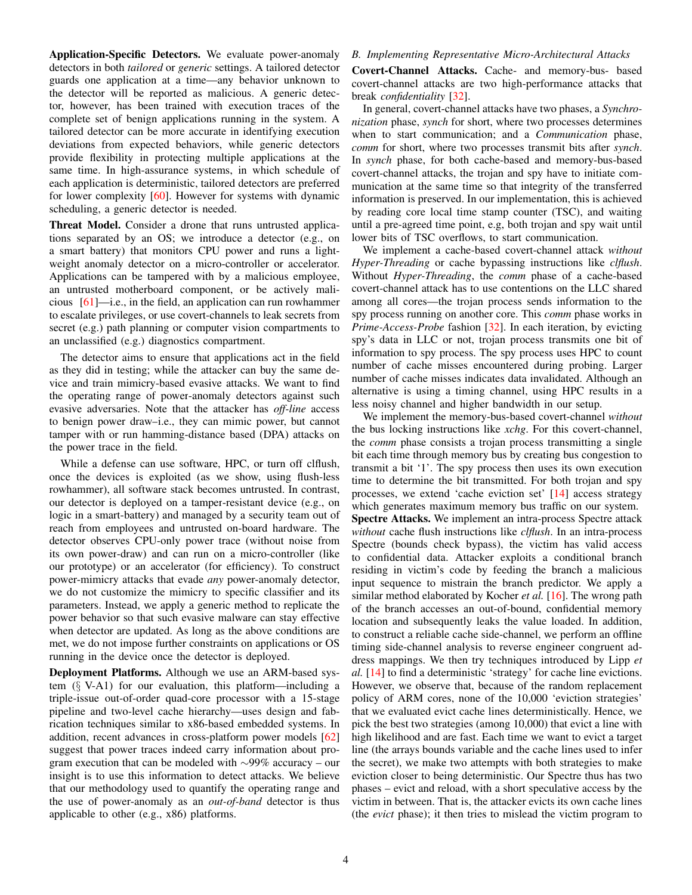**Application-Specific Detectors.** We evaluate power-anomaly detectors in both *tailored* or *generic* settings. A tailored detector guards one application at a time—any behavior unknown to the detector will be reported as malicious. A generic detector, however, has been trained with execution traces of the complete set of benign applications running in the system. A tailored detector can be more accurate in identifying execution deviations from expected behaviors, while generic detectors provide flexibility in protecting multiple applications at the same time. In high-assurance systems, in which schedule of each application is deterministic, tailored detectors are preferred for lower complexity [60]. However for systems with dynamic scheduling, a generic detector is needed.

**Threat Model.** Consider a drone that runs untrusted applications separated by an OS; we introduce a detector (e.g., on a smart battery) that monitors CPU power and runs a lightweight anomaly detector on a micro-controller or accelerator. Applications can be tampered with by a malicious employee, an untrusted motherboard component, or be actively malicious [61]—i.e., in the field, an application can run rowhammer to escalate privileges, or use covert-channels to leak secrets from secret (e.g.) path planning or computer vision compartments to an unclassified (e.g.) diagnostics compartment.

The detector aims to ensure that applications act in the field as they did in testing; while the attacker can buy the same device and train mimicry-based evasive attacks. We want to find the operating range of power-anomaly detectors against such evasive adversaries. Note that the attacker has *off-line* access to benign power draw–i.e., they can mimic power, but cannot tamper with or run hamming-distance based (DPA) attacks on the power trace in the field.

While a defense can use software, HPC, or turn off clflush, once the devices is exploited (as we show, using flush-less rowhammer), all software stack becomes untrusted. In contrast, our detector is deployed on a tamper-resistant device (e.g., on logic in a smart-battery) and managed by a security team out of reach from employees and untrusted on-board hardware. The detector observes CPU-only power trace (without noise from its own power-draw) and can run on a micro-controller (like our prototype) or an accelerator (for efficiency). To construct power-mimicry attacks that evade *any* power-anomaly detector, we do not customize the mimicry to specific classifier and its parameters. Instead, we apply a generic method to replicate the power behavior so that such evasive malware can stay effective when detector are updated. As long as the above conditions are met, we do not impose further constraints on applications or OS running in the device once the detector is deployed.

**Deployment Platforms.** Although we use an ARM-based system (§ V-A1) for our evaluation, this platform—including a triple-issue out-of-order quad-core processor with a 15-stage pipeline and two-level cache hierarchy—uses design and fabrication techniques similar to x86-based embedded systems. In addition, recent advances in cross-platform power models [62] suggest that power traces indeed carry information about program execution that can be modeled with $\sim$99% accuracy – our insight is to use this information to detect attacks. We believe that our methodology used to quantify the operating range and the use of power-anomaly as an *out-of-band* detector is thus applicable to other (e.g., x86) platforms.

### *B. Implementing Representative Micro-Architectural Attacks*

**Covert-Channel Attacks.** Cache- and memory-bus- based covert-channel attacks are two high-performance attacks that break *confidentiality* [32].

In general, covert-channel attacks have two phases, a *Synchronization* phase, *synch* for short, where two processes determines when to start communication; and a *Communication* phase, *comm* for short, where two processes transmit bits after *synch*. In *synch* phase, for both cache-based and memory-bus-based covert-channel attacks, the trojan and spy have to initiate communication at the same time so that integrity of the transferred information is preserved. In our implementation, this is achieved by reading core local time stamp counter (TSC), and waiting until a pre-agreed time point, e.g, both trojan and spy wait until lower bits of TSC overflows, to start communication.

We implement a cache-based covert-channel attack *without Hyper-Threading* or cache bypassing instructions like *clflush*. Without *Hyper-Threading*, the *comm* phase of a cache-based covert-channel attack has to use contentions on the LLC shared among all cores—the trojan process sends information to the spy process running on another core. This *comm* phase works in *Prime-Access-Probe* fashion [32]. In each iteration, by evicting spy's data in LLC or not, trojan process transmits one bit of information to spy process. The spy process uses HPC to count number of cache misses encountered during probing. Larger number of cache misses indicates data invalidated. Although an alternative is using a timing channel, using HPC results in a less noisy channel and higher bandwidth in our setup.

We implement the memory-bus-based covert-channel *without* the bus locking instructions like *xchg*. For this covert-channel, the *comm* phase consists a trojan process transmitting a single bit each time through memory bus by creating bus congestion to transmit a bit '1'. The spy process then uses its own execution time to determine the bit transmitted. For both trojan and spy processes, we extend 'cache eviction set' [14] access strategy which generates maximum memory bus traffic on our system.

**Spectre Attacks.** We implement an intra-process Spectre attack *without* cache flush instructions like *clflush*. In an intra-process Spectre (bounds check bypass), the victim has valid access to confidential data. Attacker exploits a conditional branch residing in victim's code by feeding the branch a malicious input sequence to mistrain the branch predictor. We apply a similar method elaborated by Kocher *et al.* [16]. The wrong path of the branch accesses an out-of-bound, confidential memory location and subsequently leaks the value loaded. In addition, to construct a reliable cache side-channel, we perform an offline timing side-channel analysis to reverse engineer congruent address mappings. We then try techniques introduced by Lipp *et al.* [14] to find a deterministic 'strategy' for cache line evictions. However, we observe that, because of the random replacement policy of ARM cores, none of the 10,000 'eviction strategies' that we evaluated evict cache lines deterministically. Hence, we pick the best two strategies (among 10,000) that evict a line with high likelihood and are fast. Each time we want to evict a target line (the arrays bounds variable and the cache lines used to infer the secret), we make two attempts with both strategies to make eviction closer to being deterministic. Our Spectre thus has two phases – evict and reload, with a short speculative access by the victim in between. That is, the attacker evicts its own cache lines (the *evict* phase); it then tries to mislead the victim program to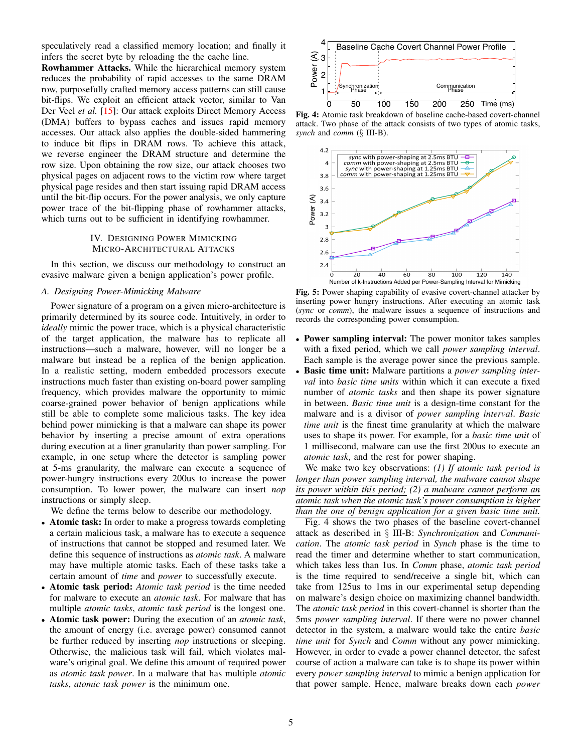speculatively read a classified memory location; and finally it infers the secret byte by reloading the the cache line.

**Rowhammer Attacks.** While the hierarchical memory system reduces the probability of rapid accesses to the same DRAM row, purposefully crafted memory access patterns can still cause bit-flips. We exploit an efficient attack vector, similar to Van Der Veel *et al.* [15]: Our attack exploits Direct Memory Access (DMA) buffers to bypass caches and issues rapid memory accesses. Our attack also applies the double-sided hammering to induce bit flips in DRAM rows. To achieve this attack, we reverse engineer the DRAM structure and determine the row size. Upon obtaining the row size, our attack chooses two physical pages on adjacent rows to the victim row where target physical page resides and then start issuing rapid DRAM access until the bit-flip occurs. For the power analysis, we only capture power trace of the bit-flipping phase of rowhammer attacks, which turns out to be sufficient in identifying rowhammer.

# IV. Designing Power Mimicking Micro-Architectural Attacks

In this section, we discuss our methodology to construct an evasive malware given a benign application's power profile.

## A. Designing Power-Mimicking Malware

Power signature of a program on a given micro-architecture is primarily determined by its source code. Intuitively, in order to *ideally* mimic the power trace, which is a physical characteristic of the target application, the malware has to replicate all instructions—such a malware, however, will no longer be a malware but instead be a replica of the benign application. In a realistic setting, modern embedded processors execute instructions much faster than existing on-board power sampling frequency, which provides malware the opportunity to mimic coarse-grained power behavior of benign applications while still be able to complete some malicious tasks. The key idea behind power mimicking is that a malware can shape its power behavior by inserting a precise amount of extra operations during execution at a finer granularity than power sampling. For example, in one setup where the detector is sampling power at 5-ms granularity, the malware can execute a sequence of power-hungry instructions every 200us to increase the power consumption. To lower power, the malware can insert *nop* instructions or simply sleep.

We define the terms below to describe our methodology.

- **Atomic task:** In order to make a progress towards completing a certain malicious task, a malware has to execute a sequence of instructions that cannot be stopped and resumed later. We define this sequence of instructions as *atomic task*. A malware may have multiple atomic tasks. Each of these tasks take a certain amount of *time* and *power* to successfully execute.
- **Atomic task period:** *Atomic task period* is the time needed for malware to execute an *atomic task*. For malware that has multiple *atomic tasks*, *atomic task period* is the longest one.
- **Atomic task power:** During the execution of an *atomic task*, the amount of energy (i.e. average power) consumed cannot be further reduced by inserting *nop* instructions or sleeping. Otherwise, the malicious task will fail, which violates malware's original goal. We define this amount of required power as *atomic task power*. In a malware that has multiple *atomic tasks*, *atomic task power* is the minimum one.

Fig. 4: Atomic task breakdown of baseline cache-based covert-channel attack. Two phase of the attack consists of two types of atomic tasks, *synch* and *comm* (§ III-B).

Fig. 5: Power shaping capability of evasive covert-channel attacker by inserting power hungry instructions. After executing an atomic task (*sync* or *comm*), the malware issues a sequence of instructions and records the corresponding power consumption.

- **Power sampling interval:** The power monitor takes samples with a fixed period, which we call *power sampling interval*. Each sample is the average power since the previous sample.
- **Basic time unit:** Malware partitions a *power sampling interval* into *basic time units* within which it can execute a fixed number of *atomic tasks* and then shape its power signature in between. *Basic time unit* is a design-time constant for the malware and is a divisor of *power sampling interval*. *Basic time unit* is the finest time granularity at which the malware uses to shape its power. For example, for a *basic time unit* of 1 millisecond, malware can use the first 200us to execute an *atomic task*, and the rest for power shaping.

We make two key observations: *(1) If atomic task period is longer than power sampling interval, the malware cannot shape its power within this period; (2) a malware cannot perform an atomic task when the atomic task's power consumption is higher than the one of benign application for a given basic time unit.*

Fig. 4 shows the two phases of the baseline covert-channel attack as described in § III-B: *Synchronization* and *Communication*. The *atomic task period* in *Synch* phase is the time to read the timer and determine whether to start communication, which takes less than 1us. In *Comm* phase, *atomic task period* is the time required to send/receive a single bit, which can take from 125us to 1ms in our experimental setup depending on malware's design choice on maximizing channel bandwidth. The *atomic task period* in this covert-channel is shorter than the 5ms *power sampling interval*. If there were no power channel detector in the system, a malware would take the entire *basic time unit* for *Synch* and *Comm* without any power mimicking. However, in order to evade a power channel detector, the safest course of action a malware can take is to shape its power within every *power sampling interval* to mimic a benign application for that power sample. Hence, malware breaks down each *power*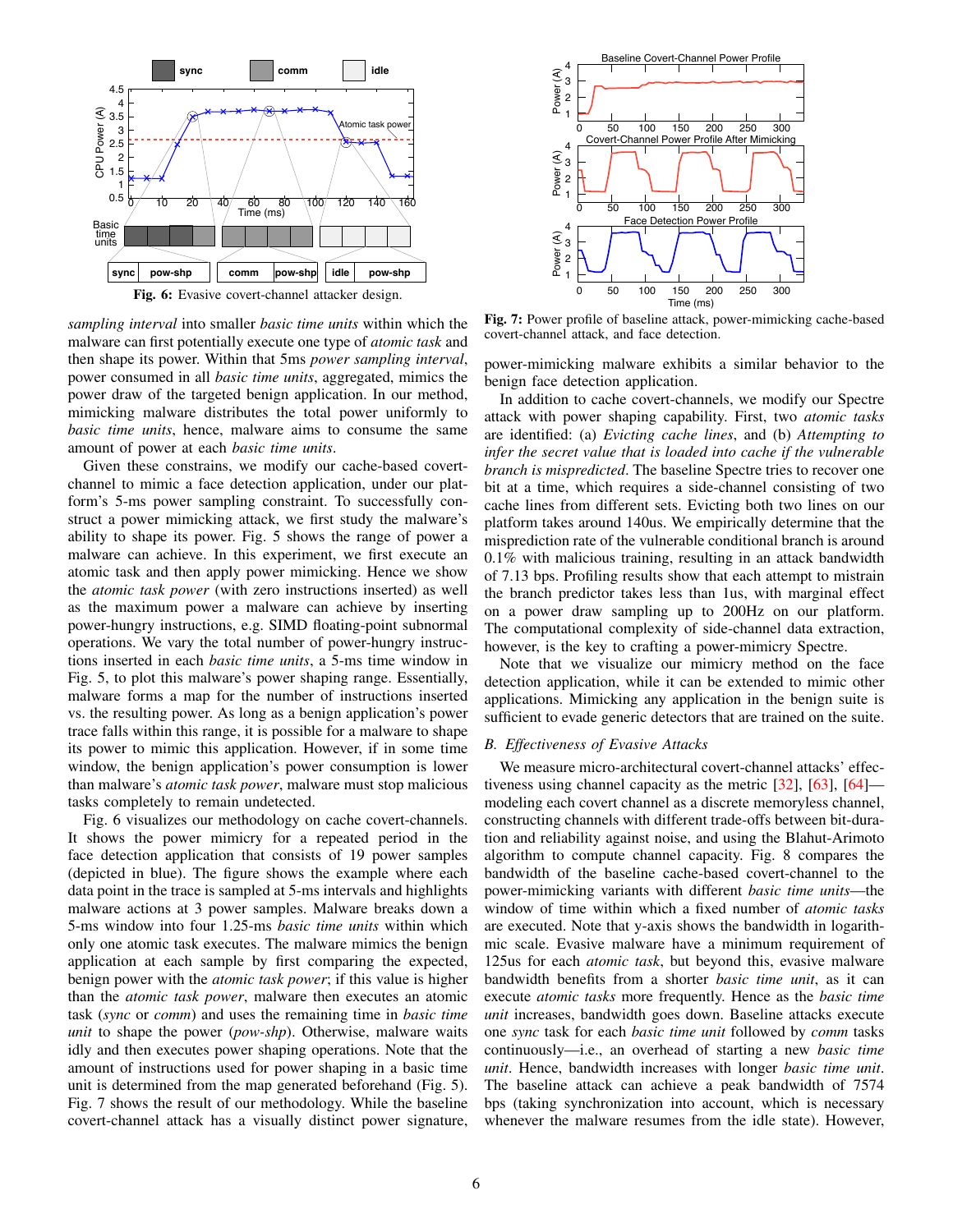**Fig. 6:** Evasive covert-channel attacker design.

*sampling interval* into smaller *basic time units* within which the malware can first potentially execute one type of *atomic task* and then shape its power. Within that 5ms *power sampling interval*, power consumed in all *basic time units*, aggregated, mimics the power draw of the targeted benign application. In our method, mimicking malware distributes the total power uniformly to *basic time units*, hence, malware aims to consume the same amount of power at each *basic time units*.

Given these constrains, we modify our cache-based covert-channel to mimic a face detection application, under our platform's 5-ms power sampling constraint. To successfully construct a power mimicking attack, we first study the malware's ability to shape its power. Fig. 5 shows the range of power a malware can achieve. In this experiment, we first execute one atomic task and then apply power mimicking. Hence we show the *atomic task power* (with zero instructions inserted) as well as the maximum power a malware can achieve by inserting power-hungry instructions, e.g. SIMD floating-point subnormal operations. We vary the total number of power-hungry instructions inserted in each *basic time units*, a 5-ms time window in Fig. 5, to plot this malware's power shaping range. Essentially, malware forms a map for the number of instructions inserted vs. the resulting power. As long as a benign application's power trace falls within this range, it is possible for a malware to shape its power to mimic this application. However, if in some time window, the benign application's power consumption is lower than malware's *atomic task power*, malware must stop malicious tasks completely to remain undetected.

Fig. 6 visualizes our methodology on cache covert-channels. It shows the power mimicry for a repeated period in the face detection application that consists of 19 power samples (depicted in blue). The figure shows the example where each data point in the trace is sampled at 5-ms intervals and highlights malware actions at 3 power samples. Malware breaks down a 5-ms window into four 1.25-ms *basic time units* within which only one atomic task executes. The malware mimics the benign application at each sample by first comparing the expected, benign power with the *atomic task power*; if this value is higher than the *atomic task power*, malware then executes an atomic task (*sync* or *comm*) and uses the remaining time in *basic time unit* to shape the power (*pow-shp*). Otherwise, malware waits idly and then executes power shaping operations. Note that the amount of instructions used for power shaping in a basic time unit is determined from the map generated beforehand (Fig. 5). Fig. 7 shows the result of our methodology. While the baseline covert-channel attack has a visually distinct power signature, power-mimicking malware exhibits a similar behavior to the benign face detection application.

**Fig. 7:** Power profile of baseline attack, power-mimicking cache-based covert-channel attack, and face detection.

In addition to cache covert-channels, we modify our Spectre attack with power shaping capability. First, two *atomic tasks* are identified: (a) *Evicting cache lines*, and (b) *Attempting to infer the secret value that is loaded into cache if the vulnerable branch is mispredicted*. The baseline Spectre tries to recover one bit at a time, which requires a side-channel consisting of two cache lines from different sets. Evicting both two lines on our platform takes around 140us. We empirically determine that the misprediction rate of the vulnerable conditional branch is around 0.1% with malicious training, resulting in an attack bandwidth of 7.13 bps. Profiling results show that each attempt to mistrain the branch predictor takes less than 1us, with marginal effect on a power draw sampling up to 200Hz on our platform. The computational complexity of side-channel data extraction, however, is the key to crafting a power-mimicry Spectre.

Note that we visualize our mimicry method on the face detection application, while it can be extended to mimic other applications. Mimicking any application in the benign suite is sufficient to evade generic detectors that are trained on the suite.

### B. Effectiveness of Evasive Attacks

We measure micro-architectural covert-channel attacks' effectiveness using channel capacity as the metric [32], [63], [64]—modeling each covert channel as a discrete memoryless channel, constructing channels with different trade-offs between bit-duration and reliability against noise, and using the Blahut-Arimoto algorithm to compute channel capacity. Fig. 8 compares the bandwidth of the baseline cache-based covert-channel to the power-mimicking variants with different *basic time units*—the window of time within which a fixed number of *atomic tasks* are executed. Note that y-axis shows the bandwidth in logarithmic scale. Evasive malware have a minimum requirement of 125us for each *atomic task*, but beyond this, evasive malware bandwidth benefits from a shorter *basic time unit*, as it can execute *atomic tasks* more frequently. Hence as the *basic time unit* increases, bandwidth goes down. Baseline attacks execute one *sync* task for each *basic time unit* followed by *comm* tasks continuously—i.e., an overhead of starting a new *basic time unit*. Hence, bandwidth increases with longer *basic time unit*. The baseline attack can achieve a peak bandwidth of 7574 bps (taking synchronization into account, which is necessary whenever the malware resumes from the idle state). However,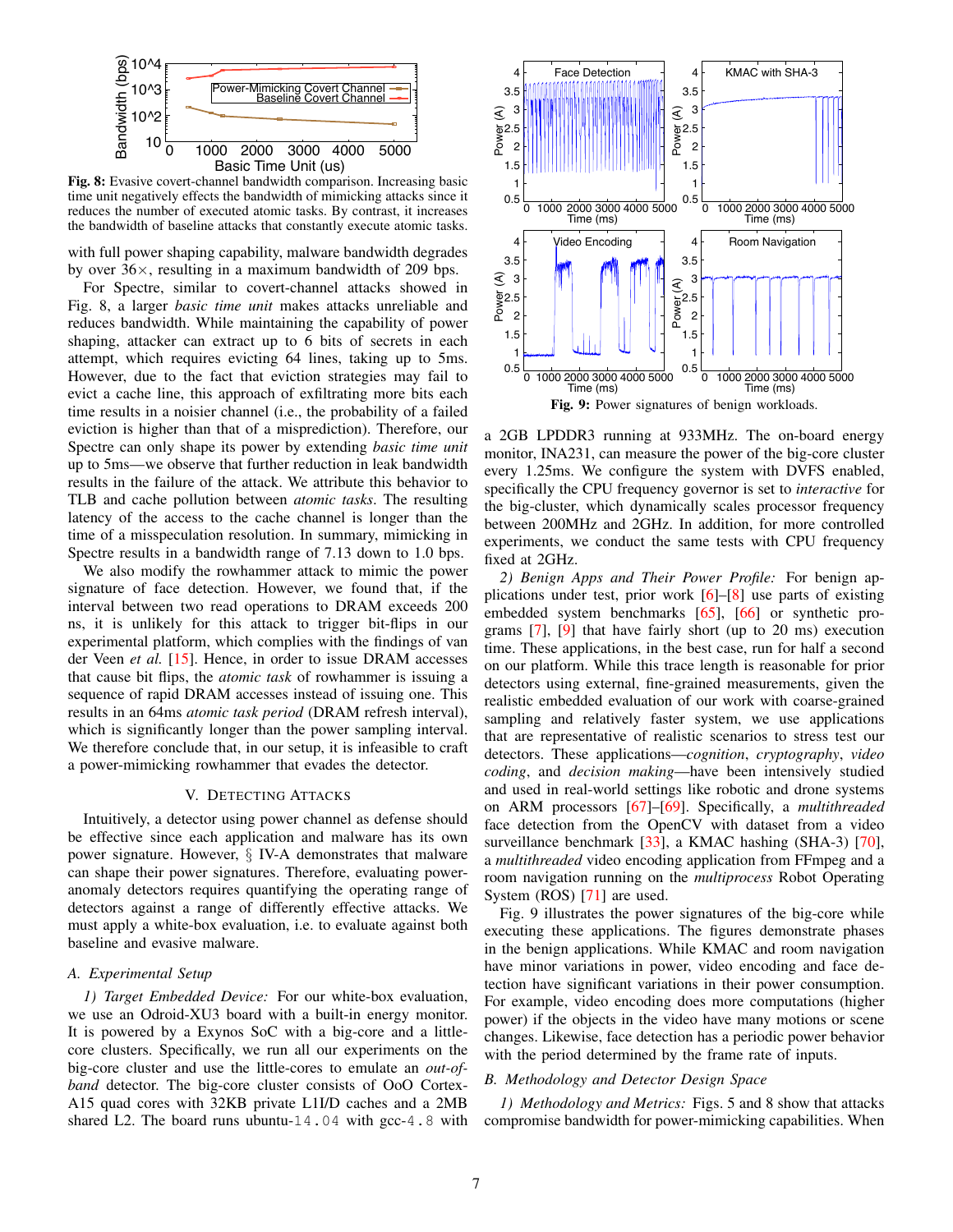**Fig. 8:** Evasive covert-channel bandwidth comparison. Increasing basic time unit negatively effects the bandwidth of mimicking attacks since it reduces the number of executed atomic tasks. By contrast, it increases the bandwidth of baseline attacks that constantly execute atomic tasks.

with full power shaping capability, malware bandwidth degrades by over 36×, resulting in a maximum bandwidth of 209 bps.

For Spectre, similar to covert-channel attacks showed in Fig. 8, a larger *basic time unit* makes attacks unreliable and reduces bandwidth. While maintaining the capability of power shaping, attacker can extract up to 6 bits of secrets in each attempt, which requires evicting 64 lines, taking up to 5ms. However, due to the fact that eviction strategies may fail to evict a cache line, this approach of exfiltrating more bits each time results in a noisier channel (i.e., the probability of a failed eviction is higher than that of a misprediction). Therefore, our Spectre can only shape its power by extending *basic time unit* up to 5ms—we observe that further reduction in leak bandwidth results in the failure of the attack. We attribute this behavior to TLB and cache pollution between *atomic tasks*. The resulting latency of the access to the cache channel is longer than the time of a misspeculation resolution. In summary, mimicking in Spectre results in a bandwidth range of 7.13 down to 1.0 bps.

We also modify the rowhammer attack to mimic the power signature of face detection. However, we found that, if the interval between two read operations to DRAM exceeds 200 ns, it is unlikely for this attack to trigger bit-flips in our experimental platform, which complies with the findings of van der Veen *et al.* [15]. Hence, in order to issue DRAM accesses that cause bit flips, the *atomic task* of rowhammer is issuing a sequence of rapid DRAM accesses instead of issuing one. This results in an 64ms *atomic task period* (DRAM refresh interval), which is significantly longer than the power sampling interval. We therefore conclude that, in our setup, it is infeasible to craft a power-mimicking rowhammer that evades the detector.

## V. Detecting Attacks

Intuitively, a detector using power channel as defense should be effective since each application and malware has its own power signature. However, § IV-A demonstrates that malware can shape their power signatures. Therefore, evaluating power-anomaly detectors requires quantifying the operating range of detectors against a range of differently effective attacks. We must apply a white-box evaluation, i.e. to evaluate against both baseline and evasive malware.

### A. Experimental Setup

*1) Target Embedded Device:* For our white-box evaluation, we use an Odroid-XU3 board with a built-in energy monitor. It is powered by a Exynos SoC with a big-core and a little-core clusters. Specifically, we run all our experiments on the big-core cluster and use the little-cores to emulate an *out-of-band* detector. The big-core cluster consists of OoO Cortex-A15 quad cores with 32KB private L1I/D caches and a 2MB shared L2. The board runs ubuntu-`14.04` with gcc-`4.8` with a 2GB LPDDR3 running at 933MHz. The on-board energy monitor, INA231, can measure the power of the big-core cluster every 1.25ms. We configure the system with DVFS enabled, specifically the CPU frequency governor is set to *interactive* for the big-cluster, which dynamically scales processor frequency between 200MHz and 2GHz. In addition, for more controlled experiments, we conduct the same tests with CPU frequency fixed at 2GHz.

**Fig. 9:** Power signatures of benign workloads.

*2) Benign Apps and Their Power Profile:* For benign applications under test, prior work [6]–[8] use parts of existing embedded system benchmarks [65], [66] or synthetic programs [7], [9] that have fairly short (up to 20 ms) execution time. These applications, in the best case, run for half a second on our platform. While this trace length is reasonable for prior detectors using external, fine-grained measurements, given the realistic embedded evaluation of our work with coarse-grained sampling and relatively faster system, we use applications that are representative of realistic scenarios to stress test our detectors. These applications—*cognition*, *cryptography*, *video coding*, and *decision making*—have been intensively studied and used in real-world settings like robotic and drone systems on ARM processors [67]–[69]. Specifically, a *multithreaded* face detection from the OpenCV with dataset from a video surveillance benchmark [33], a KMAC hashing (SHA-3) [70], a *multithreaded* video encoding application from FFmpeg and a room navigation running on the *multiprocess* Robot Operating System (ROS) [71] are used.

Fig. 9 illustrates the power signatures of the big-core while executing these applications. The figures demonstrate phases in the benign applications. While KMAC and room navigation have minor variations in power, video encoding and face detection have significant variations in their power consumption. For example, video encoding does more computations (higher power) if the objects in the video have many motions or scene changes. Likewise, face detection has a periodic power behavior with the period determined by the frame rate of inputs.

### B. Methodology and Detector Design Space

*1) Methodology and Metrics:* Figs. 5 and 8 show that attacks compromise bandwidth for power-mimicking capabilities. When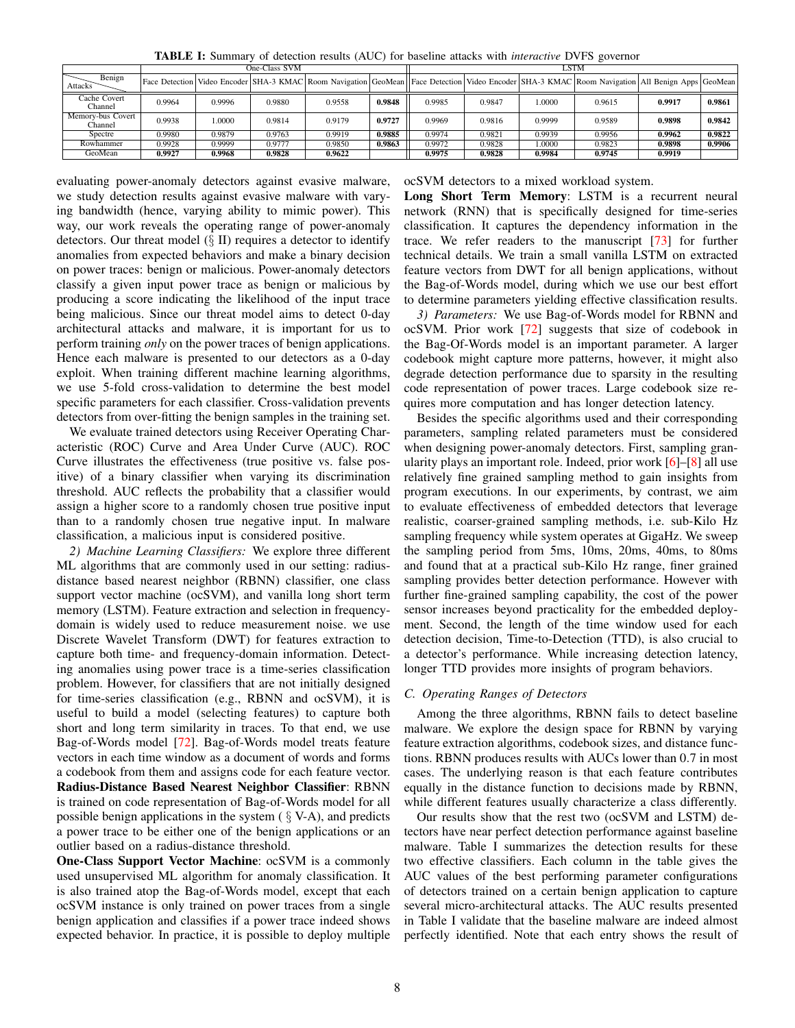**TABLE I:** Summary of detection results (AUC) for baseline attacks with *interactive* DVFS governor

| Attacks \ Benign | One-Class SVM | | | | | LSTM | | | | | |
|---|---|---|---|---|---|---|---|---|---|---|---|
| | Face Detection | Video Encoder | SHA-3 KMAC | Room Navigation | GeoMean | Face Detection | Video Encoder | SHA-3 KMAC | Room Navigation | All Benign Apps | GeoMean |
| Cache Covert Channel | 0.9964 | 0.9996 | 0.9880 | 0.9558 | **0.9848** | 0.9985 | 0.9847 | 1.0000 | 0.9615 | **0.9917** | **0.9861** |
| Memory-bus Covert Channel | 0.9938 | 1.0000 | 0.9814 | 0.9179 | **0.9727** | 0.9969 | 0.9816 | 0.9999 | 0.9589 | **0.9898** | **0.9842** |
| Spectre | 0.9980 | 0.9879 | 0.9763 | 0.9919 | **0.9885** | 0.9974 | 0.9821 | 0.9939 | 0.9956 | **0.9962** | **0.9822** |
| Rowhammer | 0.9928 | 0.9999 | 0.9777 | 0.9850 | **0.9863** | 0.9972 | 0.9828 | 1.0000 | 0.9823 | **0.9898** | **0.9906** |
| GeoMean | **0.9927** | **0.9968** | **0.9828** | **0.9622** | | **0.9975** | **0.9828** | **0.9984** | **0.9745** | **0.9919** | |

evaluating power-anomaly detectors against evasive malware, we study detection results against evasive malware with varying bandwidth (hence, varying ability to mimic power). This way, our work reveals the operating range of power-anomaly detectors. Our threat model (§ II) requires a detector to identify anomalies from expected behaviors and make a binary decision on power traces: benign or malicious. Power-anomaly detectors classify a given input power trace as benign or malicious by producing a score indicating the likelihood of the input trace being malicious. Since our threat model aims to detect 0-day architectural attacks and malware, it is important for us to perform training *only* on the power traces of benign applications. Hence each malware is presented to our detectors as a 0-day exploit. When training different machine learning algorithms, we use 5-fold cross-validation to determine the best model specific parameters for each classifier. Cross-validation prevents detectors from over-fitting the benign samples in the training set.

We evaluate trained detectors using Receiver Operating Characteristic (ROC) Curve and Area Under Curve (AUC). ROC Curve illustrates the effectiveness (true positive vs. false positive) of a binary classifier when varying its discrimination threshold. AUC reflects the probability that a classifier would assign a higher score to a randomly chosen true positive input than to a randomly chosen true negative input. In malware classification, a malicious input is considered positive.

*2) Machine Learning Classifiers:* We explore three different ML algorithms that are commonly used in our setting: radius-distance based nearest neighbor (RBNN) classifier, one class support vector machine (ocSVM), and vanilla long short term memory (LSTM). Feature extraction and selection in frequency-domain is widely used to reduce measurement noise. we use Discrete Wavelet Transform (DWT) for features extraction to capture both time- and frequency-domain information. Detecting anomalies using power trace is a time-series classification problem. However, for classifiers that are not initially designed for time-series classification (e.g., RBNN and ocSVM), it is useful to build a model (selecting features) to capture both short and long term similarity in traces. To that end, we use Bag-of-Words model [72]. Bag-of-Words model treats feature vectors in each time window as a document of words and forms a codebook from them and assigns code for each feature vector.

**Radius-Distance Based Nearest Neighbor Classifier**: RBNN is trained on code representation of Bag-of-Words model for all possible benign applications in the system ( § V-A), and predicts a power trace to be either one of the benign applications or an outlier based on a radius-distance threshold.

**One-Class Support Vector Machine**: ocSVM is a commonly used unsupervised ML algorithm for anomaly classification. It is also trained atop the Bag-of-Words model, except that each ocSVM instance is only trained on power traces from a single benign application and classifies if a power trace indeed shows expected behavior. In practice, it is possible to deploy multiple ocSVM detectors to a mixed workload system.

**Long Short Term Memory**: LSTM is a recurrent neural network (RNN) that is specifically designed for time-series classification. It captures the dependency information in the trace. We refer readers to the manuscript [73] for further technical details. We train a small vanilla LSTM on extracted feature vectors from DWT for all benign applications, without the Bag-of-Words model, during which we use our best effort to determine parameters yielding effective classification results.

*3) Parameters:* We use Bag-of-Words model for RBNN and ocSVM. Prior work [72] suggests that size of codebook in the Bag-Of-Words model is an important parameter. A larger codebook might capture more patterns, however, it might also degrade detection performance due to sparsity in the resulting code representation of power traces. Large codebook size requires more computation and has longer detection latency.

Besides the specific algorithms used and their corresponding parameters, sampling related parameters must be considered when designing power-anomaly detectors. First, sampling granularity plays an important role. Indeed, prior work [6]–[8] all use relatively fine grained sampling method to gain insights from program executions. In our experiments, by contrast, we aim to evaluate effectiveness of embedded detectors that leverage realistic, coarser-grained sampling methods, i.e. sub-Kilo Hz sampling frequency while system operates at GigaHz. We sweep the sampling period from 5ms, 10ms, 20ms, 40ms, to 80ms and found that at a practical sub-Kilo Hz range, finer grained sampling provides better detection performance. However with further fine-grained sampling capability, the cost of the power sensor increases beyond practicality for the embedded deployment. Second, the length of the time window used for each detection decision, Time-to-Detection (TTD), is also crucial to a detector's performance. While increasing detection latency, longer TTD provides more insights of program behaviors.

### C. Operating Ranges of Detectors

Among the three algorithms, RBNN fails to detect baseline malware. We explore the design space for RBNN by varying feature extraction algorithms, codebook sizes, and distance functions. RBNN produces results with AUCs lower than 0.7 in most cases. The underlying reason is that each feature contributes equally in the distance function to decisions made by RBNN, while different features usually characterize a class differently.

Our results show that the rest two (ocSVM and LSTM) detectors have near perfect detection performance against baseline malware. Table I summarizes the detection results for these two effective classifiers. Each column in the table gives the AUC values of the best performing parameter configurations of detectors trained on a certain benign application to capture several micro-architectural attacks. The AUC results presented in Table I validate that the baseline malware are indeed almost perfectly identified. Note that each entry shows the result of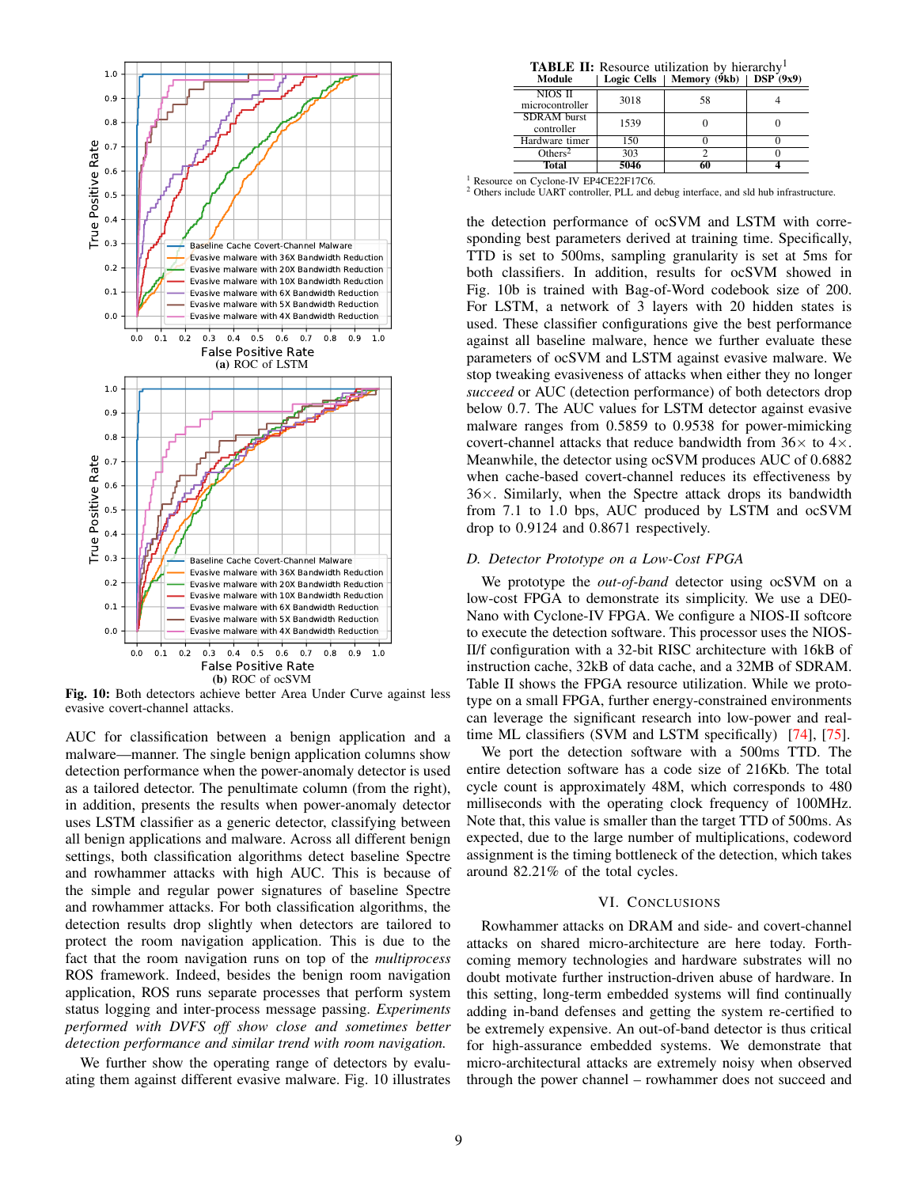Fig. 10: Both detectors achieve better Area Under Curve against less evasive covert-channel attacks.

(a) ROC of LSTM

(b) ROC of ocSVM

AUC for classification between a benign application and a malware—manner. The single benign application columns show detection performance when the power-anomaly detector is used as a tailored detector. The penultimate column (from the right), in addition, presents the results when power-anomaly detector uses LSTM classifier as a generic detector, classifying between all benign applications and malware. Across all different benign settings, both classification algorithms detect baseline Spectre and rowhammer attacks with high AUC. This is because of the simple and regular power signatures of baseline Spectre and rowhammer attacks. For both classification algorithms, the detection results drop slightly when detectors are tailored to protect the room navigation application. This is due to the fact that the room navigation runs on top of the *multiprocess* ROS framework. Indeed, besides the benign room navigation application, ROS runs separate processes that perform system status logging and inter-process message passing. *Experiments performed with DVFS off show close and sometimes better detection performance and similar trend with room navigation.*

We further show the operating range of detectors by evaluating them against different evasive malware. Fig. 10 illustrates the detection performance of ocSVM and LSTM with corresponding best parameters derived at training time. Specifically, TTD is set to 500ms, sampling granularity is set at 5ms for both classifiers. In addition, results for ocSVM showed in Fig. 10b is trained with Bag-of-Word codebook size of 200. For LSTM, a network of 3 layers with 20 hidden states is used. These classifier configurations give the best performance against all baseline malware, hence we further evaluate these parameters of ocSVM and LSTM against evasive malware. We stop tweaking evasiveness of attacks when either they no longer *succeed* or AUC (detection performance) of both detectors drop below 0.7. The AUC values for LSTM detector against evasive malware ranges from 0.5859 to 0.9538 for power-mimicking covert-channel attacks that reduce bandwidth from 36× to 4×. Meanwhile, the detector using ocSVM produces AUC of 0.6882 when cache-based covert-channel reduces its effectiveness by 36×. Similarly, when the Spectre attack drops its bandwidth from 7.1 to 1.0 bps, AUC produced by LSTM and ocSVM drop to 0.9124 and 0.8671 respectively.

**TABLE II:** Resource utilization by hierarchy[1]

| Module | Logic Cells | Memory (9kb) | DSP (9x9) |
|---|---|---|---|
| NIOS II microcontroller | 3018 | 58 | 4 |
| SDRAM burst controller | 1539 | 0 | 0 |
| Hardware timer | 150 | 0 | 0 |
| Others[2] | 303 | 2 | 0 |
| **Total** | **5046** | **60** | **4** |

[1] Resource on Cyclone-IV EP4CE22F17C6.
[2] Others include UART controller, PLL and debug interface, and sld hub infrastructure.

### D. Detector Prototype on a Low-Cost FPGA

We prototype the *out-of-band* detector using ocSVM on a low-cost FPGA to demonstrate its simplicity. We use a DE0-Nano with Cyclone-IV FPGA. We configure a NIOS-II softcore to execute the detection software. This processor uses the NIOS-II/f configuration with a 32-bit RISC architecture with 16kB of instruction cache, 32kB of data cache, and a 32MB of SDRAM. Table II shows the FPGA resource utilization. While we prototype on a small FPGA, further energy-constrained environments can leverage the significant research into low-power and real-time ML classifiers (SVM and LSTM specifically) [74], [75].

We port the detection software with a 500ms TTD. The entire detection software has a code size of 216Kb. The total cycle count is approximately 48M, which corresponds to 480 milliseconds with the operating clock frequency of 100MHz. Note that, this value is smaller than the target TTD of 500ms. As expected, due to the large number of multiplications, codeword assignment is the timing bottleneck of the detection, which takes around 82.21% of the total cycles.

## VI. Conclusions

Rowhammer attacks on DRAM and side- and covert-channel attacks on shared micro-architecture are here today. Forthcoming memory technologies and hardware substrates will no doubt motivate further instruction-driven abuse of hardware. In this setting, long-term embedded systems will find continually adding in-band defenses and getting the system re-certified to be extremely expensive. An out-of-band detector is thus critical for high-assurance embedded systems. We demonstrate that micro-architectural attacks are extremely noisy when observed through the power channel – rowhammer does not succeed and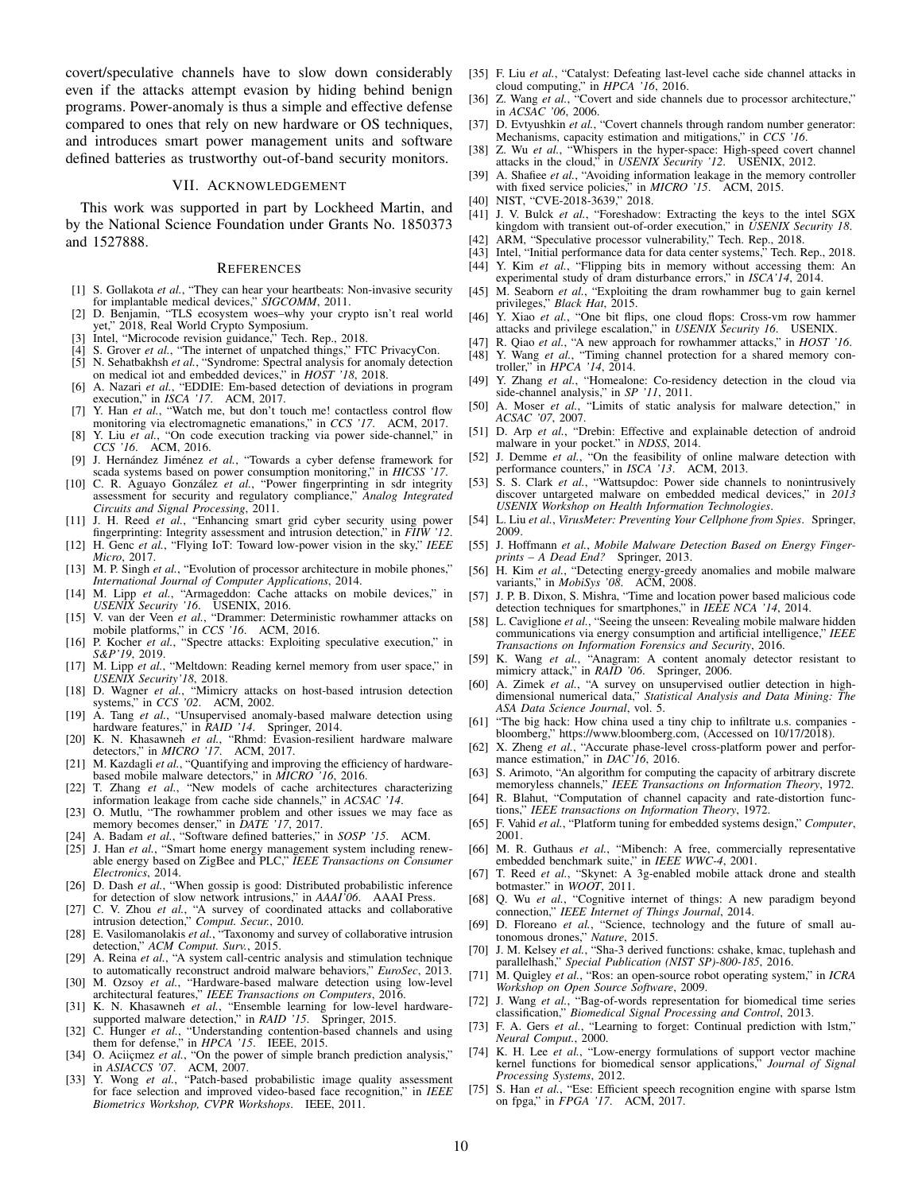covert/speculative channels have to slow down considerably even if the attacks attempt evasion by hiding behind benign programs. Power-anomaly is thus a simple and effective defense compared to ones that rely on new hardware or OS techniques, and introduces smart power management units and software defined batteries as trustworthy out-of-band security monitors.

## VII. Acknowledgement

This work was supported in part by Lockheed Martin, and by the National Science Foundation under Grants No. 1850373 and 1527888.

## References

[1] S. Gollakota *et al.*, "They can hear your heartbeats: Non-invasive security for implantable medical devices," *SIGCOMM*, 2011.

[2] D. Benjamin, "TLS ecosystem woes–why your crypto isn't real world yet," 2018, Real World Crypto Symposium.

[3] Intel, "Microcode revision guidance," Tech. Rep., 2018.

[4] S. Grover *et al.*, "The internet of unpatched things," FTC PrivacyCon.

[5] N. Sehatbakhsh *et al.*, "Syndrome: Spectral analysis for anomaly detection on medical iot and embedded devices," in *HOST '18*, 2018.

[6] A. Nazari *et al.*, "EDDIE: Em-based detection of deviations in program execution," in *ISCA '17*. ACM, 2017.

[7] Y. Han *et al.*, "Watch me, but don't touch me! contactless control flow monitoring via electromagnetic emanations," in *CCS '17*. ACM, 2017.

[8] Y. Liu *et al.*, "On code execution tracking via power side-channel," in *CCS '16*. ACM, 2016.

[9] J. Hernández Jiménez *et al.*, "Towards a cyber defense framework for scada systems based on power consumption monitoring," in *HICSS '17*.

[10] C. R. Aguayo González *et al.*, "Power fingerprinting in sdr integrity assessment for security and regulatory compliance," *Analog Integrated Circuits and Signal Processing*, 2011.

[11] J. H. Reed *et al.*, "Enhancing smart grid cyber security using power fingerprinting: Integrity assessment and intrusion detection," in *FIIW '12*.

[12] H. Genc *et al.*, "Flying IoT: Toward low-power vision in the sky," *IEEE Micro*, 2017.

[13] M. P. Singh *et al.*, "Evolution of processor architecture in mobile phones," *International Journal of Computer Applications*, 2014.

[14] M. Lipp *et al.*, "Armageddon: Cache attacks on mobile devices," in *USENIX Security '16*. USENIX, 2016.

[15] V. van der Veen *et al.*, "Drammer: Deterministic rowhammer attacks on mobile platforms," in *CCS '16*. ACM, 2016.

[16] P. Kocher *et al.*, "Spectre attacks: Exploiting speculative execution," in *S&P'19*, 2019.

[17] M. Lipp *et al.*, "Meltdown: Reading kernel memory from user space," in *USENIX Security'18*, 2018.

[18] D. Wagner *et al.*, "Mimicry attacks on host-based intrusion detection systems," in *CCS '02*. ACM, 2002.

[19] A. Tang *et al.*, "Unsupervised anomaly-based malware detection using hardware features," in *RAID '14*. Springer, 2014.

[20] K. N. Khasawneh *et al.*, "Rhmd: Evasion-resilient hardware malware detectors," in *MICRO '17*. ACM, 2017.

[21] M. Kazdagli *et al.*, "Quantifying and improving the efficiency of hardware-based mobile malware detectors," in *MICRO '16*, 2016.

[22] T. Zhang *et al.*, "New models of cache architectures characterizing information leakage from cache side channels," in *ACSAC '14*.

[23] O. Mutlu, "The rowhammer problem and other issues we may face as memory becomes denser," in *DATE '17*, 2017.

[24] A. Badam *et al.*, "Software defined batteries," in *SOSP '15*. ACM.

[25] J. Han *et al.*, "Smart home energy management system including renewable energy based on ZigBee and PLC," *IEEE Transactions on Consumer Electronics*, 2014.

[26] D. Dash *et al.*, "When gossip is good: Distributed probabilistic inference for detection of slow network intrusions," in *AAAI'06*. AAAI Press.

[27] C. V. Zhou *et al.*, "A survey of coordinated attacks and collaborative intrusion detection," *Comput. Secur.*, 2010.

[28] E. Vasilomanolakis *et al.*, "Taxonomy and survey of collaborative intrusion detection," *ACM Comput. Surv.*, 2015.

[29] A. Reina *et al.*, "A system call-centric analysis and stimulation technique to automatically reconstruct android malware behaviors," *EuroSec*, 2013.

[30] M. Ozsoy *et al.*, "Hardware-based malware detection using low-level architectural features," *IEEE Transactions on Computers*, 2016.

[31] K. N. Khasawneh *et al.*, "Ensemble learning for low-level hardware-supported malware detection," in *RAID '15*. Springer, 2015.

[32] C. Hunger *et al.*, "Understanding contention-based channels and using them for defense," in *HPCA '15*. IEEE, 2015.

[33] Y. Wong *et al.*, "Patch-based probabilistic image quality assessment for face selection and improved video-based face recognition," in *IEEE Biometrics Workshop, CVPR Workshops*. IEEE, 2011.

[34] O. Aciiçmez *et al.*, "On the power of simple branch prediction analysis," in *ASIACCS '07*. ACM, 2007.

[35] F. Liu *et al.*, "Catalyst: Defeating last-level cache side channel attacks in cloud computing," in *HPCA '16*, 2016.

[36] Z. Wang *et al.*, "Covert and side channels due to processor architecture," in *ACSAC '06*, 2006.

[37] D. Evtyushkin *et al.*, "Covert channels through random number generator: Mechanisms, capacity estimation and mitigations," in *CCS '16*.

[38] Z. Wu *et al.*, "Whispers in the hyper-space: High-speed covert channel attacks in the cloud," in *USENIX Security '12*. USENIX, 2012.

[39] A. Shafiee *et al.*, "Avoiding information leakage in the memory controller with fixed service policies," in *MICRO '15*. ACM, 2015.

[40] NIST, "CVE-2018-3639," 2018.

[41] J. V. Bulck *et al.*, "Foreshadow: Extracting the keys to the intel SGX kingdom with transient out-of-order execution," in *USENIX Security 18*.

[42] ARM, "Speculative processor vulnerability," Tech. Rep., 2018.

[43] Intel, "Initial performance data for data center systems," Tech. Rep., 2018.

[44] Y. Kim *et al.*, "Flipping bits in memory without accessing them: An experimental study of dram disturbance errors," in *ISCA'14*, 2014.

[45] M. Seaborn *et al.*, "Exploiting the dram rowhammer bug to gain kernel privileges," *Black Hat*, 2015.

[46] Y. Xiao *et al.*, "One bit flips, one cloud flops: Cross-vm row hammer attacks and privilege escalation," in *USENIX Security 16*. USENIX.

[47] R. Qiao *et al.*, "A new approach for rowhammer attacks," in *HOST '16*.

[48] Y. Wang *et al.*, "Timing channel protection for a shared memory controller," in *HPCA '14*, 2014.

[49] Y. Zhang *et al.*, "Homealone: Co-residency detection in the cloud via side-channel analysis," in *SP '11*, 2011.

[50] A. Moser *et al.*, "Limits of static analysis for malware detection," in *ACSAC '07*, 2007.

[51] D. Arp *et al.*, "Drebin: Effective and explainable detection of android malware in your pocket." in *NDSS*, 2014.

[52] J. Demme *et al.*, "On the feasibility of online malware detection with performance counters," in *ISCA '13*. ACM, 2013.

[53] S. S. Clark *et al.*, "Wattsupdoc: Power side channels to nonintrusively discover untargeted malware on embedded medical devices," in *2013 USENIX Workshop on Health Information Technologies*.

[54] L. Liu *et al.*, *VirusMeter: Preventing Your Cellphone from Spies*. Springer, 2009.

[55] J. Hoffmann *et al.*, *Mobile Malware Detection Based on Energy Fingerprints – A Dead End?* Springer, 2013.

[56] H. Kim *et al.*, "Detecting energy-greedy anomalies and mobile malware variants," in *MobiSys '08*. ACM, 2008.

[57] J. P. B. Dixon, S. Mishra, "Time and location power based malicious code detection techniques for smartphones," in *IEEE NCA '14*, 2014.

[58] L. Caviglione *et al.*, "Seeing the unseen: Revealing mobile malware hidden communications via energy consumption and artificial intelligence," *IEEE Transactions on Information Forensics and Security*, 2016.

[59] K. Wang *et al.*, "Anagram: A content anomaly detector resistant to mimicry attack," in *RAID '06*. Springer, 2006.

[60] A. Zimek *et al.*, "A survey on unsupervised outlier detection in high-dimensional numerical data," *Statistical Analysis and Data Mining: The ASA Data Science Journal*, vol. 5.

[61] "The big hack: How china used a tiny chip to infiltrate u.s. companies - bloomberg," https://www.bloomberg.com, (Accessed on 10/17/2018).

[62] X. Zheng *et al.*, "Accurate phase-level cross-platform power and performance estimation," in *DAC'16*, 2016.

[63] S. Arimoto, "An algorithm for computing the capacity of arbitrary discrete memoryless channels," *IEEE Transactions on Information Theory*, 1972.

[64] R. Blahut, "Computation of channel capacity and rate-distortion functions," *IEEE transactions on Information Theory*, 1972.

[65] F. Vahid *et al.*, "Platform tuning for embedded systems design," *Computer*, 2001.

[66] M. R. Guthaus *et al.*, "Mibench: A free, commercially representative embedded benchmark suite," in *IEEE WWC-4*, 2001.

[67] T. Reed *et al.*, "Skynet: A 3g-enabled mobile attack drone and stealth botmaster." in *WOOT*, 2011.

[68] Q. Wu *et al.*, "Cognitive internet of things: A new paradigm beyond connection," *IEEE Internet of Things Journal*, 2014.

[69] D. Floreano *et al.*, "Science, technology and the future of small autonomous drones," *Nature*, 2015.

[70] J. M. Kelsey *et al.*, "Sha-3 derived functions: cshake, kmac, tuplehash and parallelhash," *Special Publication (NIST SP)-800-185*, 2016.

[71] M. Quigley *et al.*, "Ros: an open-source robot operating system," in *ICRA Workshop on Open Source Software*, 2009.

[72] J. Wang *et al.*, "Bag-of-words representation for biomedical time series classification," *Biomedical Signal Processing and Control*, 2013.

[73] F. A. Gers *et al.*, "Learning to forget: Continual prediction with lstm," *Neural Comput.*, 2000.

[74] K. H. Lee *et al.*, "Low-energy formulations of support vector machine kernel functions for biomedical sensor applications," *Journal of Signal Processing Systems*, 2012.

[75] S. Han *et al.*, "Ese: Efficient speech recognition engine with sparse lstm on fpga," in *FPGA '17*. ACM, 2017.